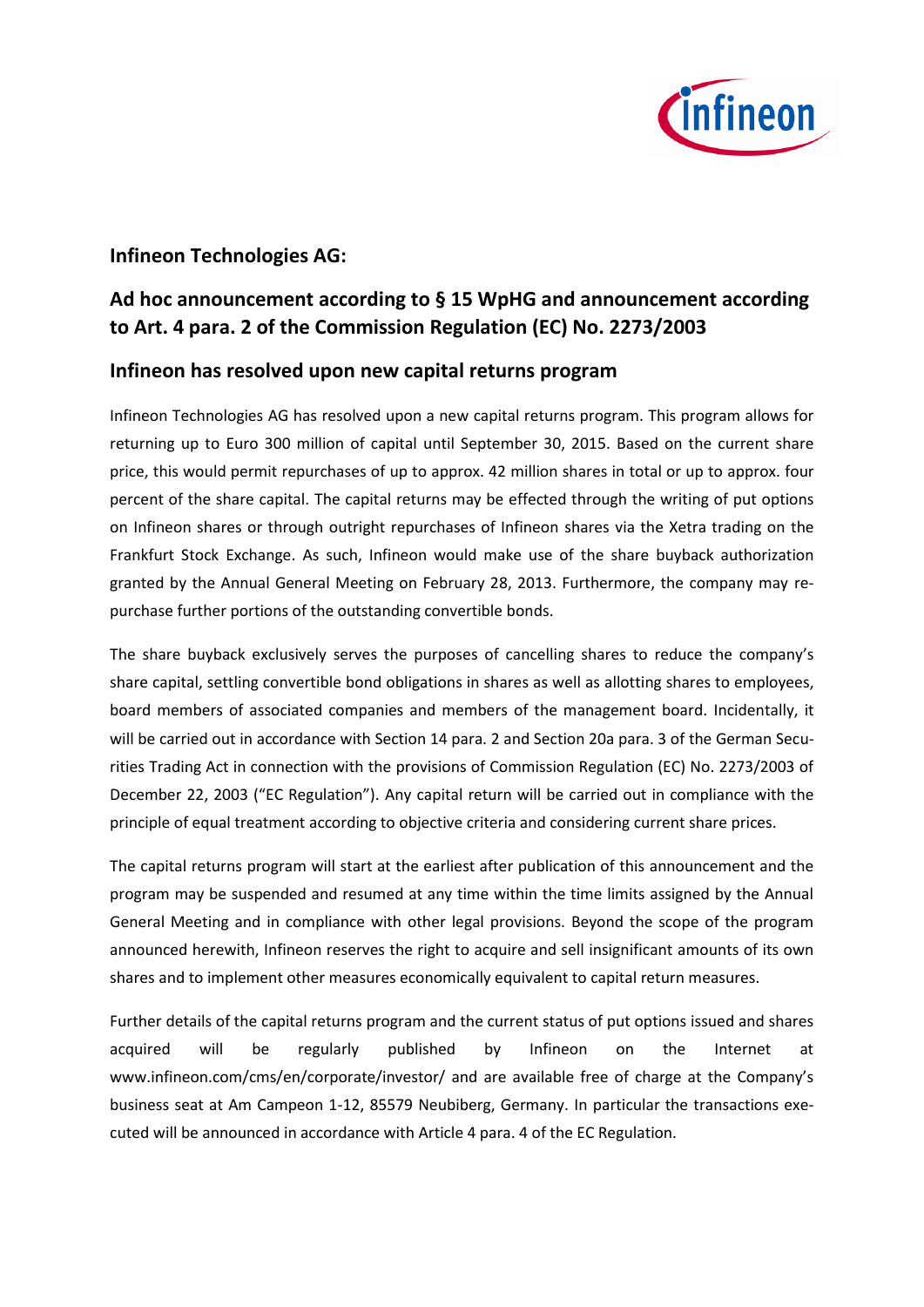**Infineon Technologies AG:**

## Ad hoc announcement according to § 15 WpHG and announcement according to Art. 4 para. 2 of the Commission Regulation (EC) No. 2273/2003

## Infineon has resolved upon new capital returns program

Infineon Technologies AG has resolved upon a new capital returns program. This program allows for returning up to Euro 300 million of capital until September 30, 2015. Based on the current share price, this would permit repurchases of up to approx. 42 million shares in total or up to approx. four percent of the share capital. The capital returns may be effected through the writing of put options on Infineon shares or through outright repurchases of Infineon shares via the Xetra trading on the Frankfurt Stock Exchange. As such, Infineon would make use of the share buyback authorization granted by the Annual General Meeting on February 28, 2013. Furthermore, the company may repurchase further portions of the outstanding convertible bonds.

The share buyback exclusively serves the purposes of cancelling shares to reduce the company's share capital, settling convertible bond obligations in shares as well as allotting shares to employees, board members of associated companies and members of the management board. Incidentally, it will be carried out in accordance with Section 14 para. 2 and Section 20a para. 3 of the German Securities Trading Act in connection with the provisions of Commission Regulation (EC) No. 2273/2003 of December 22, 2003 ("EC Regulation"). Any capital return will be carried out in compliance with the principle of equal treatment according to objective criteria and considering current share prices.

The capital returns program will start at the earliest after publication of this announcement and the program may be suspended and resumed at any time within the time limits assigned by the Annual General Meeting and in compliance with other legal provisions. Beyond the scope of the program announced herewith, Infineon reserves the right to acquire and sell insignificant amounts of its own shares and to implement other measures economically equivalent to capital return measures.

Further details of the capital returns program and the current status of put options issued and shares acquired will be regularly published by Infineon on the Internet at www.infineon.com/cms/en/corporate/investor/ and are available free of charge at the Company's business seat at Am Campeon 1-12, 85579 Neubiberg, Germany. In particular the transactions executed will be announced in accordance with Article 4 para. 4 of the EC Regulation.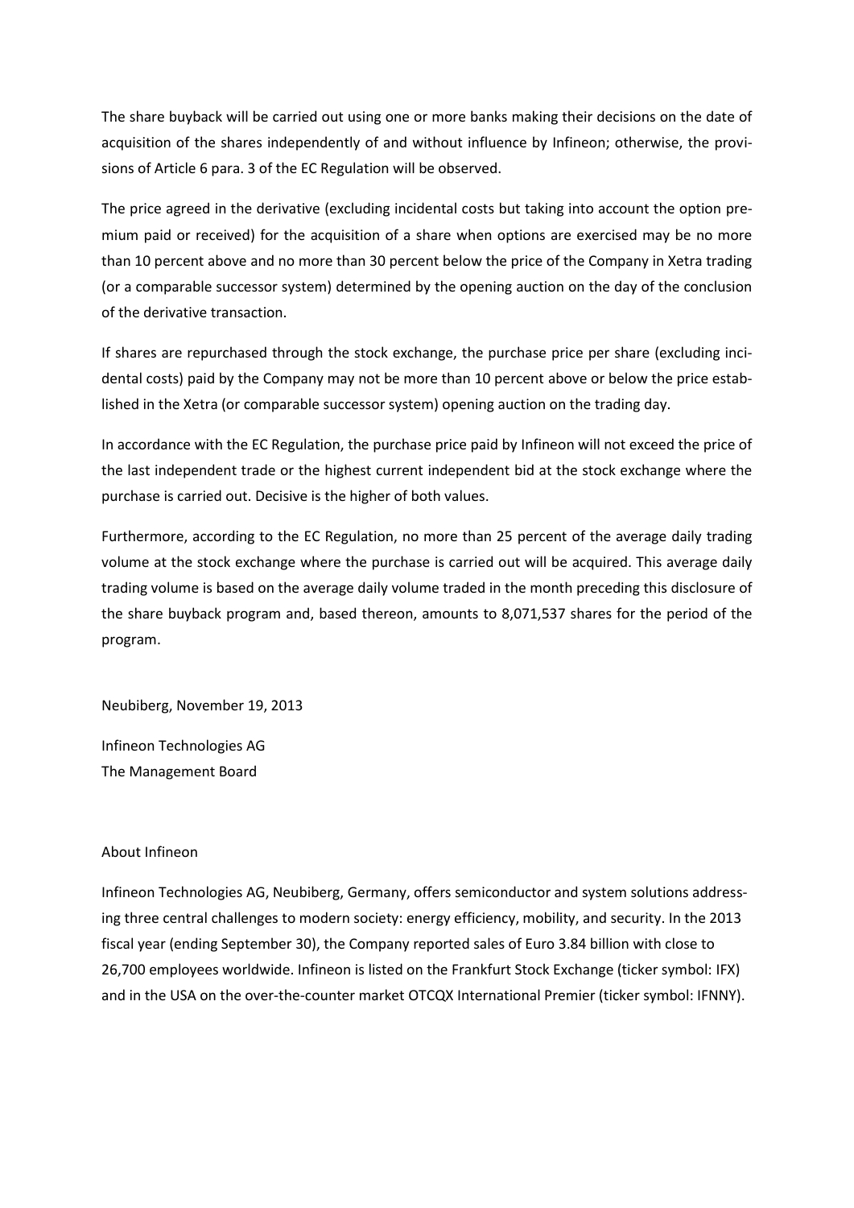The share buyback will be carried out using one or more banks making their decisions on the date of acquisition of the shares independently of and without influence by Infineon; otherwise, the provisions of Article 6 para. 3 of the EC Regulation will be observed.

The price agreed in the derivative (excluding incidental costs but taking into account the option premium paid or received) for the acquisition of a share when options are exercised may be no more than 10 percent above and no more than 30 percent below the price of the Company in Xetra trading (or a comparable successor system) determined by the opening auction on the day of the conclusion of the derivative transaction.

If shares are repurchased through the stock exchange, the purchase price per share (excluding incidental costs) paid by the Company may not be more than 10 percent above or below the price established in the Xetra (or comparable successor system) opening auction on the trading day.

In accordance with the EC Regulation, the purchase price paid by Infineon will not exceed the price of the last independent trade or the highest current independent bid at the stock exchange where the purchase is carried out. Decisive is the higher of both values.

Furthermore, according to the EC Regulation, no more than 25 percent of the average daily trading volume at the stock exchange where the purchase is carried out will be acquired. This average daily trading volume is based on the average daily volume traded in the month preceding this disclosure of the share buyback program and, based thereon, amounts to 8,071,537 shares for the period of the program.

Neubiberg, November 19, 2013

Infineon Technologies AG
The Management Board

About Infineon

Infineon Technologies AG, Neubiberg, Germany, offers semiconductor and system solutions addressing three central challenges to modern society: energy efficiency, mobility, and security. In the 2013 fiscal year (ending September 30), the Company reported sales of Euro 3.84 billion with close to 26,700 employees worldwide. Infineon is listed on the Frankfurt Stock Exchange (ticker symbol: IFX) and in the USA on the over-the-counter market OTCQX International Premier (ticker symbol: IFNNY).